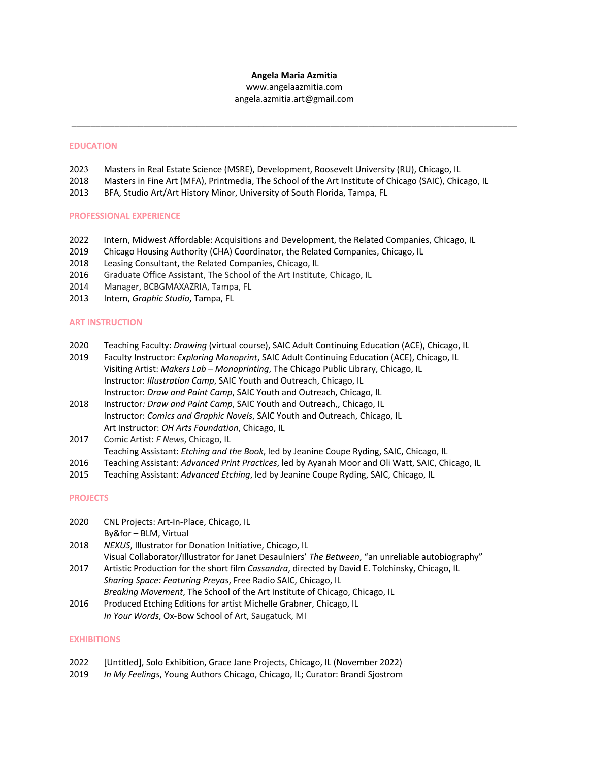**Angela Maria Azmitia**
www.angelaazmitia.com
angela.azmitia.art@gmail.com

---

## EDUCATION

2023 Masters in Real Estate Science (MSRE), Development, Roosevelt University (RU), Chicago, IL
2018 Masters in Fine Art (MFA), Printmedia, The School of the Art Institute of Chicago (SAIC), Chicago, IL
2013 BFA, Studio Art/Art History Minor, University of South Florida, Tampa, FL

## PROFESSIONAL EXPERIENCE

2022 Intern, Midwest Affordable: Acquisitions and Development, the Related Companies, Chicago, IL
2019 Chicago Housing Authority (CHA) Coordinator, the Related Companies, Chicago, IL
2018 Leasing Consultant, the Related Companies, Chicago, IL
2016 Graduate Office Assistant, The School of the Art Institute, Chicago, IL
2014 Manager, BCBGMAXAZRIA, Tampa, FL
2013 Intern, *Graphic Studio*, Tampa, FL

## ART INSTRUCTION

2020 Teaching Faculty: *Drawing* (virtual course), SAIC Adult Continuing Education (ACE), Chicago, IL
2019 Faculty Instructor: *Exploring Monoprint*, SAIC Adult Continuing Education (ACE), Chicago, IL
Visiting Artist: *Makers Lab – Monoprinting*, The Chicago Public Library, Chicago, IL
Instructor: *Illustration Camp*, SAIC Youth and Outreach, Chicago, IL
Instructor: *Draw and Paint Camp*, SAIC Youth and Outreach, Chicago, IL
2018 Instructor*: Draw and Paint Camp*, SAIC Youth and Outreach,, Chicago, IL
Instructor: *Comics and Graphic Novels*, SAIC Youth and Outreach, Chicago, IL
Art Instructor: *OH Arts Foundation*, Chicago, IL
2017 Comic Artist: *F News*, Chicago, IL
Teaching Assistant: *Etching and the Book*, led by Jeanine Coupe Ryding, SAIC, Chicago, IL
2016 Teaching Assistant: *Advanced Print Practices*, led by Ayanah Moor and Oli Watt, SAIC, Chicago, IL
2015 Teaching Assistant: *Advanced Etching*, led by Jeanine Coupe Ryding, SAIC, Chicago, IL

## PROJECTS

2020 CNL Projects: Art-In-Place, Chicago, IL
By&for – BLM, Virtual
2018 *NEXUS*, Illustrator for Donation Initiative, Chicago, IL
Visual Collaborator/Illustrator for Janet Desaulniers' *The Between*, "an unreliable autobiography"
2017 Artistic Production for the short film *Cassandra*, directed by David E. Tolchinsky, Chicago, IL
*Sharing Space: Featuring Preyas*, Free Radio SAIC, Chicago, IL
*Breaking Movement*, The School of the Art Institute of Chicago, Chicago, IL
2016 Produced Etching Editions for artist Michelle Grabner, Chicago, IL
*In Your Words*, Ox-Bow School of Art, Saugatuck, MI

## EXHIBITIONS

2022 [Untitled], Solo Exhibition, Grace Jane Projects, Chicago, IL (November 2022)
2019 *In My Feelings*, Young Authors Chicago, Chicago, IL; Curator: Brandi Sjostrom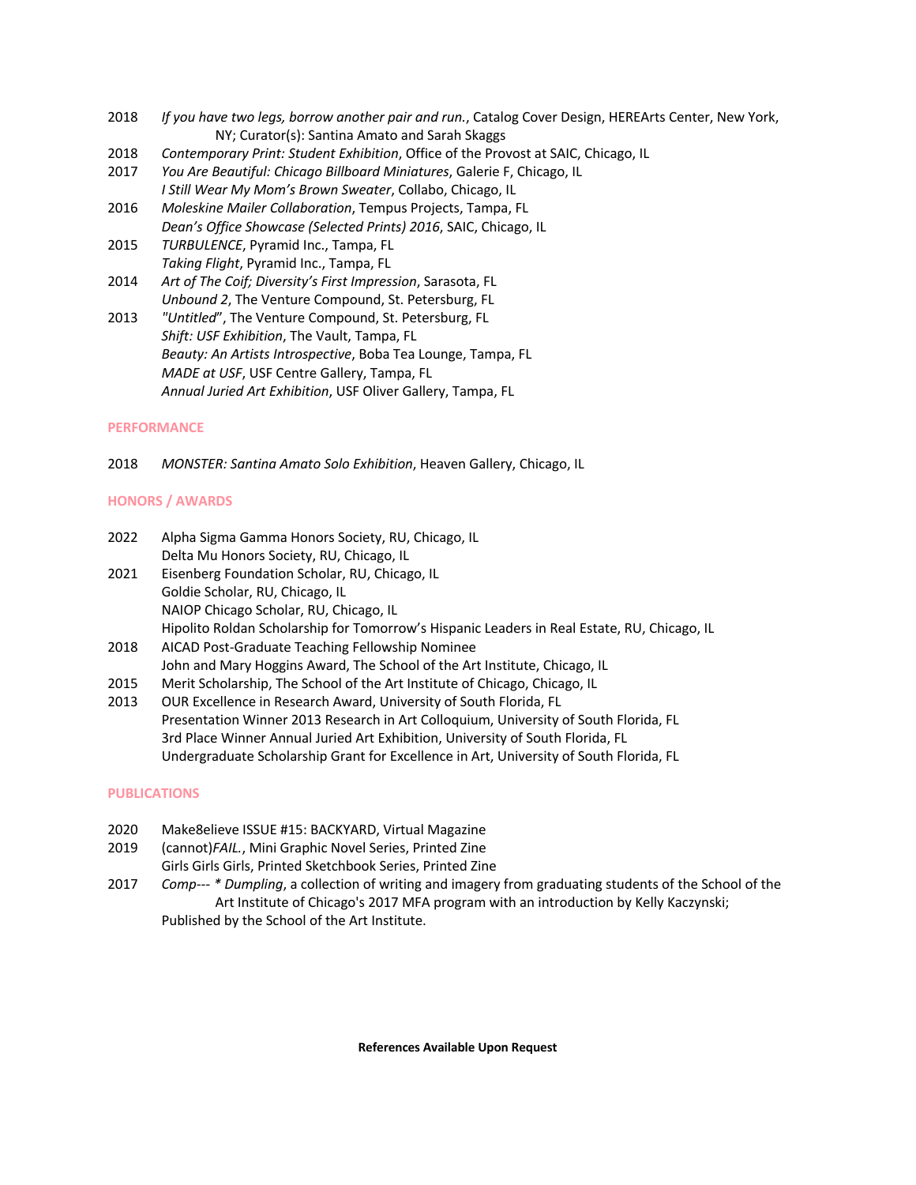2018 *If you have two legs, borrow another pair and run.*, Catalog Cover Design, HEREArts Center, New York, NY; Curator(s): Santina Amato and Sarah Skaggs

2018 *Contemporary Print: Student Exhibition*, Office of the Provost at SAIC, Chicago, IL

2017 *You Are Beautiful: Chicago Billboard Miniatures*, Galerie F, Chicago, IL
*I Still Wear My Mom's Brown Sweater*, Collabo, Chicago, IL

2016 *Moleskine Mailer Collaboration*, Tempus Projects, Tampa, FL
*Dean's Office Showcase (Selected Prints) 2016*, SAIC, Chicago, IL

2015 *TURBULENCE*, Pyramid Inc., Tampa, FL
*Taking Flight*, Pyramid Inc., Tampa, FL

2014 *Art of The Coif; Diversity's First Impression*, Sarasota, FL
*Unbound 2*, The Venture Compound, St. Petersburg, FL

2013 *"Untitled*", The Venture Compound, St. Petersburg, FL
*Shift: USF Exhibition*, The Vault, Tampa, FL
*Beauty: An Artists Introspective*, Boba Tea Lounge, Tampa, FL
*MADE at USF*, USF Centre Gallery, Tampa, FL
*Annual Juried Art Exhibition*, USF Oliver Gallery, Tampa, FL

## PERFORMANCE

2018 *MONSTER: Santina Amato Solo Exhibition*, Heaven Gallery, Chicago, IL

## HONORS / AWARDS

2022 Alpha Sigma Gamma Honors Society, RU, Chicago, IL
Delta Mu Honors Society, RU, Chicago, IL

2021 Eisenberg Foundation Scholar, RU, Chicago, IL
Goldie Scholar, RU, Chicago, IL
NAIOP Chicago Scholar, RU, Chicago, IL
Hipolito Roldan Scholarship for Tomorrow's Hispanic Leaders in Real Estate, RU, Chicago, IL

2018 AICAD Post-Graduate Teaching Fellowship Nominee
John and Mary Hoggins Award, The School of the Art Institute, Chicago, IL

2015 Merit Scholarship, The School of the Art Institute of Chicago, Chicago, IL

2013 OUR Excellence in Research Award, University of South Florida, FL
Presentation Winner 2013 Research in Art Colloquium, University of South Florida, FL
3rd Place Winner Annual Juried Art Exhibition, University of South Florida, FL
Undergraduate Scholarship Grant for Excellence in Art, University of South Florida, FL

## PUBLICATIONS

2020 Make8elieve ISSUE #15: BACKYARD, Virtual Magazine

2019 (cannot)*FAIL.*, Mini Graphic Novel Series, Printed Zine
Girls Girls Girls, Printed Sketchbook Series, Printed Zine

2017 *Comp--- * Dumpling*, a collection of writing and imagery from graduating students of the School of the Art Institute of Chicago's 2017 MFA program with an introduction by Kelly Kaczynski; Published by the School of the Art Institute.

**References Available Upon Request**